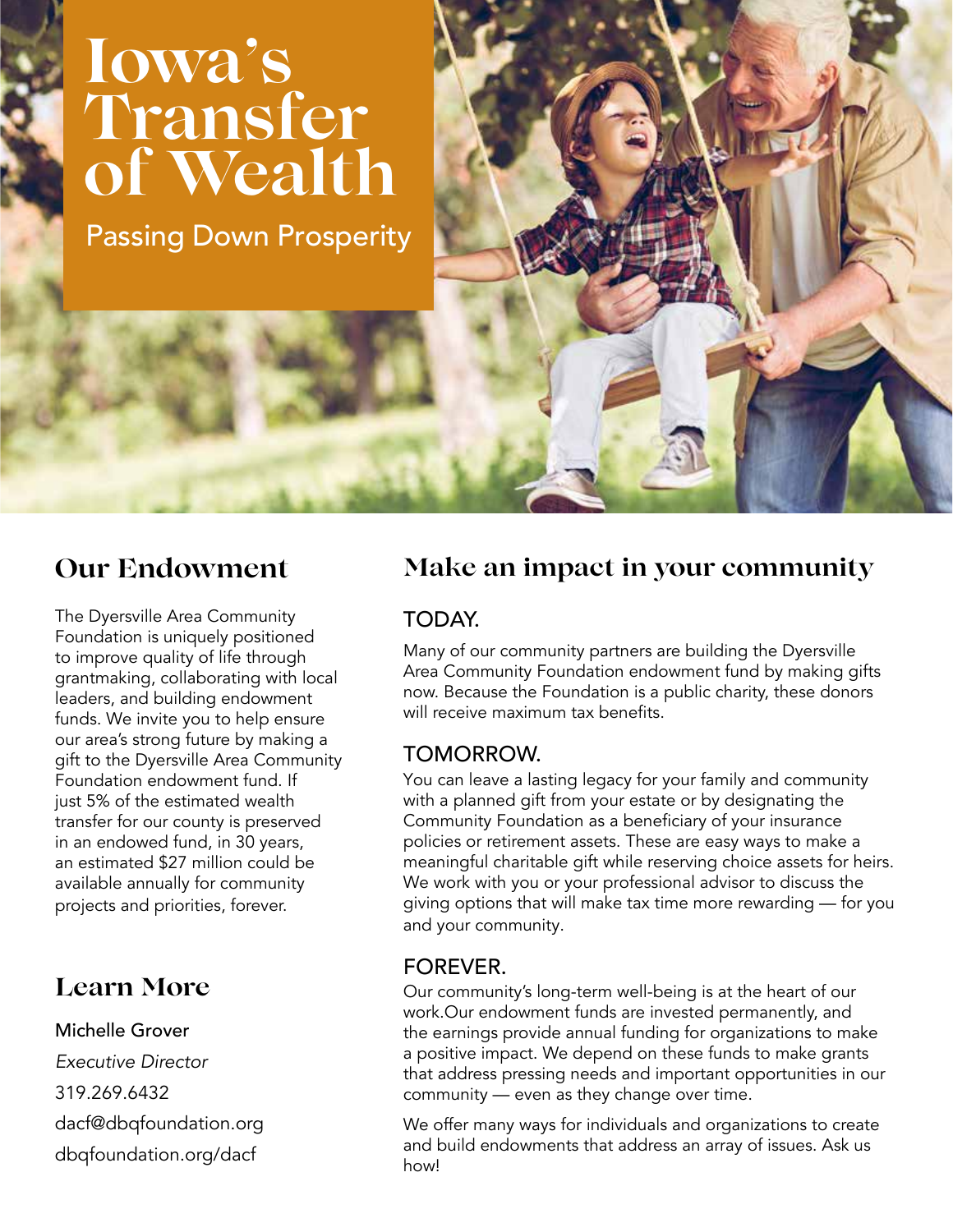# Iowa's Transfer of Wealth

Passing Down Prosperity

## Our Endowment

The Dyersville Area Community Foundation is uniquely positioned to improve quality of life through grantmaking, collaborating with local leaders, and building endowment funds. We invite you to help ensure our area's strong future by making a gift to the Dyersville Area Community Foundation endowment fund. If just 5% of the estimated wealth transfer for our county is preserved in an endowed fund, in 30 years, an estimated $27 million could be available annually for community projects and priorities, forever.

## Learn More

Michelle Grover

*Executive Director*

319.269.6432

dacf@dbqfoundation.org

dbqfoundation.org/dacf

## Make an impact in your community

### TODAY.

Many of our community partners are building the Dyersville Area Community Foundation endowment fund by making gifts now. Because the Foundation is a public charity, these donors will receive maximum tax benefits.

### TOMORROW.

You can leave a lasting legacy for your family and community with a planned gift from your estate or by designating the Community Foundation as a beneficiary of your insurance policies or retirement assets. These are easy ways to make a meaningful charitable gift while reserving choice assets for heirs. We work with you or your professional advisor to discuss the giving options that will make tax time more rewarding — for you and your community.

### FOREVER.

Our community's long-term well-being is at the heart of our work.Our endowment funds are invested permanently, and the earnings provide annual funding for organizations to make a positive impact. We depend on these funds to make grants that address pressing needs and important opportunities in our community — even as they change over time.

We offer many ways for individuals and organizations to create and build endowments that address an array of issues. Ask us how!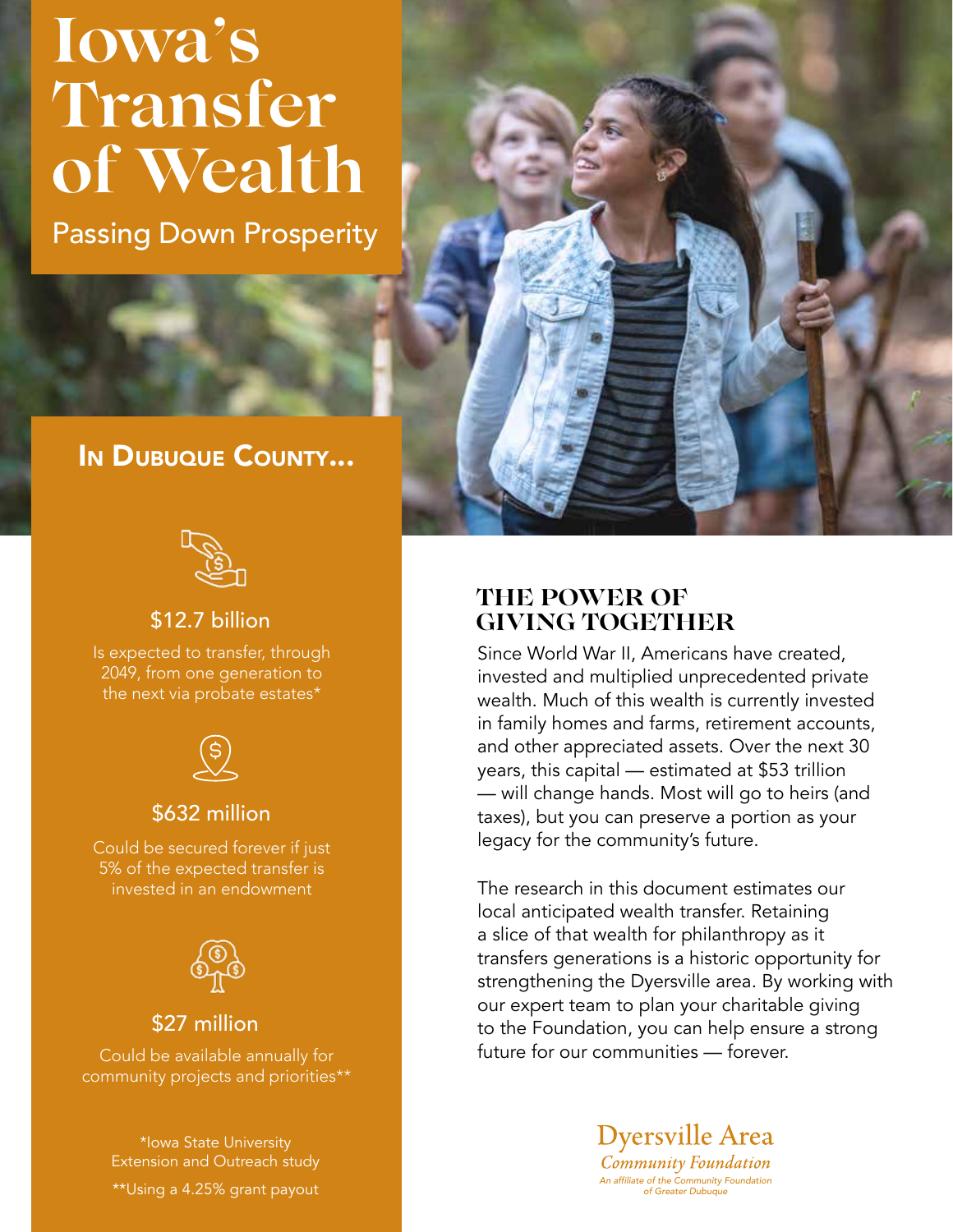# Iowa's Transfer of Wealth

Passing Down Prosperity

## In Dubuque County...

**$12.7 billion**

Is expected to transfer, through 2049, from one generation to the next via probate estates*

**$632 million**

Could be secured forever if just 5% of the expected transfer is invested in an endowment

**$27 million**

Could be available annually for community projects and priorities**

*Iowa State University Extension and Outreach study

**Using a 4.25% grant payout

## THE POWER OF GIVING TOGETHER

Since World War II, Americans have created, invested and multiplied unprecedented private wealth. Much of this wealth is currently invested in family homes and farms, retirement accounts, and other appreciated assets. Over the next 30 years, this capital — estimated at $53 trillion — will change hands. Most will go to heirs (and taxes), but you can preserve a portion as your legacy for the community's future.

The research in this document estimates our local anticipated wealth transfer. Retaining a slice of that wealth for philanthropy as it transfers generations is a historic opportunity for strengthening the Dyersville area. By working with our expert team to plan your charitable giving to the Foundation, you can help ensure a strong future for our communities — forever.

Dyersville Area
*Community Foundation*
*An affiliate of the Community Foundation of Greater Dubuque*